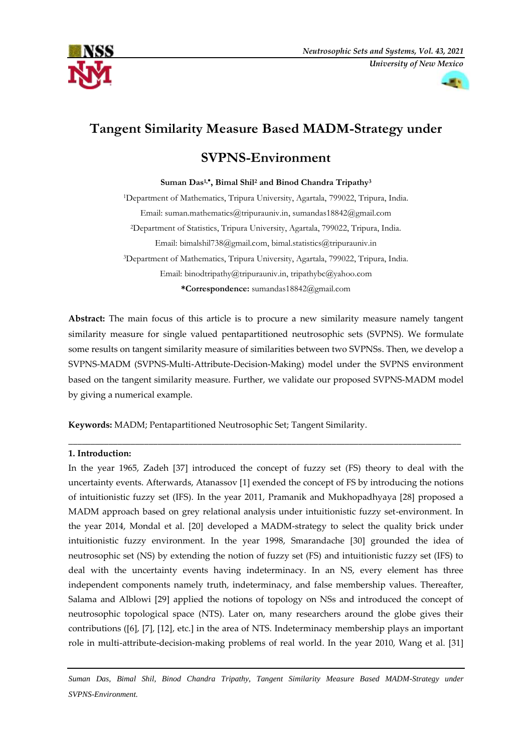# Tangent Similarity Measure Based MADM-Strategy under SVPNS-Environment

**Suman Das[1,*], Bimal Shil[2] and Binod Chandra Tripathy[3]**

[1]Department of Mathematics, Tripura University, Agartala, 799022, Tripura, India.
Email: suman.mathematics@tripurauniv.in, sumandas18842@gmail.com

[2]Department of Statistics, Tripura University, Agartala, 799022, Tripura, India.
Email: bimalshil738@gmail.com, bimal.statistics@tripurauniv.in

[3]Department of Mathematics, Tripura University, Agartala, 799022, Tripura, India.
Email: binodtripathy@tripurauniv.in, tripathybc@yahoo.com

***Correspondence:** sumandas18842@gmail.com

**Abstract:** The main focus of this article is to procure a new similarity measure namely tangent similarity measure for single valued pentapartitioned neutrosophic sets (SVPNS). We formulate some results on tangent similarity measure of similarities between two SVPNSs. Then, we develop a SVPNS-MADM (SVPNS-Multi-Attribute-Decision-Making) model under the SVPNS environment based on the tangent similarity measure. Further, we validate our proposed SVPNS-MADM model by giving a numerical example.

**Keywords:** MADM; Pentapartitioned Neutrosophic Set; Tangent Similarity.

---

## 1. Introduction:

In the year 1965, Zadeh [37] introduced the concept of fuzzy set (FS) theory to deal with the uncertainty events. Afterwards, Atanassov [1] exended the concept of FS by introducing the notions of intuitionistic fuzzy set (IFS). In the year 2011, Pramanik and Mukhopadhyaya [28] proposed a MADM approach based on grey relational analysis under intuitionistic fuzzy set-environment. In the year 2014, Mondal et al. [20] developed a MADM-strategy to select the quality brick under intuitionistic fuzzy environment. In the year 1998, Smarandache [30] grounded the idea of neutrosophic set (NS) by extending the notion of fuzzy set (FS) and intuitionistic fuzzy set (IFS) to deal with the uncertainty events having indeterminacy. In an NS, every element has three independent components namely truth, indeterminacy, and false membership values. Thereafter, Salama and Alblowi [29] applied the notions of topology on NSs and introduced the concept of neutrosophic topological space (NTS). Later on, many researchers around the globe gives their contributions ([6], [7], [12], etc.] in the area of NTS. Indeterminacy membership plays an important role in multi-attribute-decision-making problems of real world. In the year 2010, Wang et al. [31]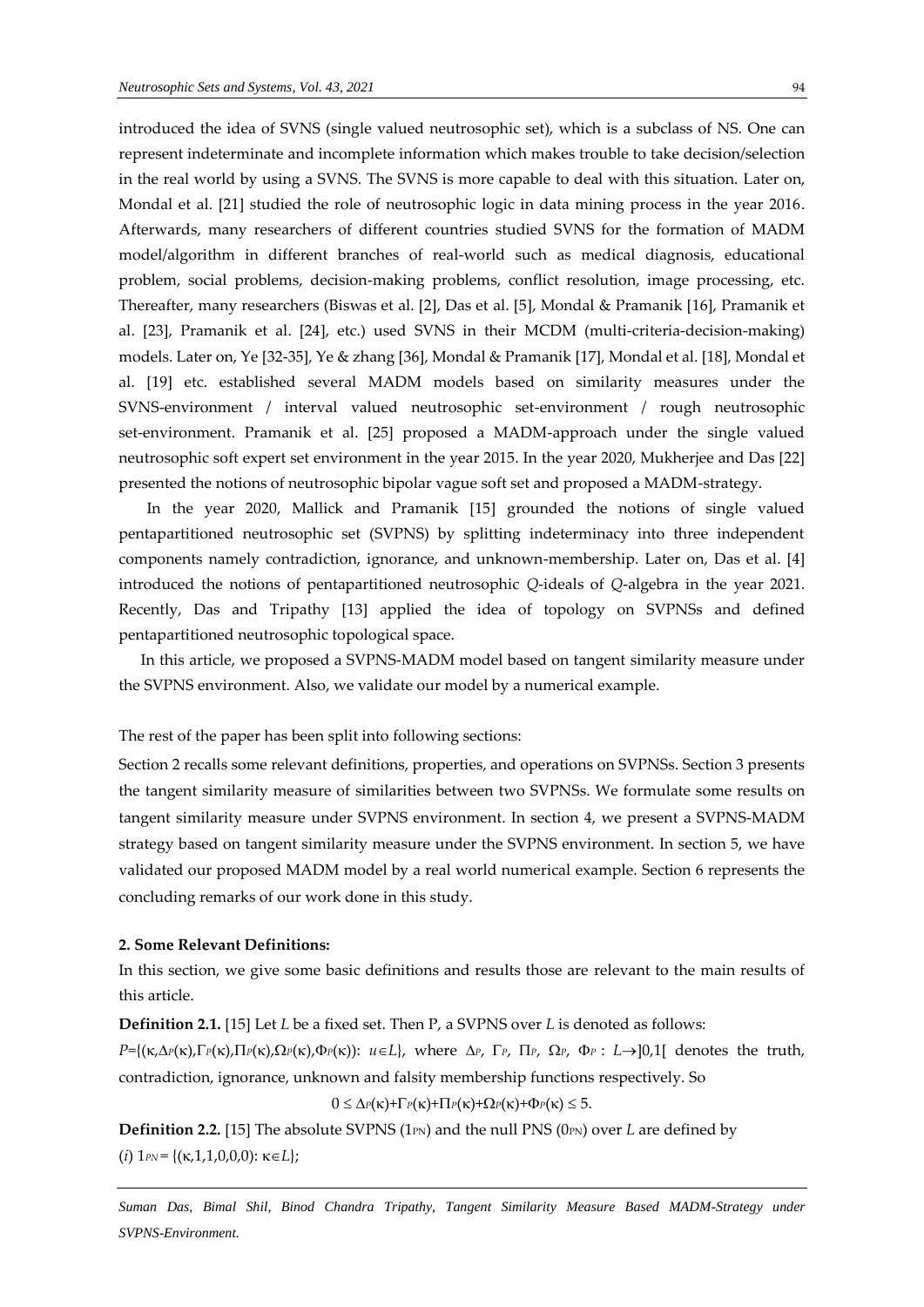introduced the idea of SVNS (single valued neutrosophic set), which is a subclass of NS. One can represent indeterminate and incomplete information which makes trouble to take decision/selection in the real world by using a SVNS. The SVNS is more capable to deal with this situation. Later on, Mondal et al. [21] studied the role of neutrosophic logic in data mining process in the year 2016. Afterwards, many researchers of different countries studied SVNS for the formation of MADM model/algorithm in different branches of real-world such as medical diagnosis, educational problem, social problems, decision-making problems, conflict resolution, image processing, etc. Thereafter, many researchers (Biswas et al. [2], Das et al. [5], Mondal & Pramanik [16], Pramanik et al. [23], Pramanik et al. [24], etc.) used SVNS in their MCDM (multi-criteria-decision-making) models. Later on, Ye [32-35], Ye & zhang [36], Mondal & Pramanik [17], Mondal et al. [18], Mondal et al. [19] etc. established several MADM models based on similarity measures under the SVNS-environment / interval valued neutrosophic set-environment / rough neutrosophic set-environment. Pramanik et al. [25] proposed a MADM-approach under the single valued neutrosophic soft expert set environment in the year 2015. In the year 2020, Mukherjee and Das [22] presented the notions of neutrosophic bipolar vague soft set and proposed a MADM-strategy.

In the year 2020, Mallick and Pramanik [15] grounded the notions of single valued pentapartitioned neutrosophic set (SVPNS) by splitting indeterminacy into three independent components namely contradiction, ignorance, and unknown-membership. Later on, Das et al. [4] introduced the notions of pentapartitioned neutrosophic *Q*-ideals of *Q*-algebra in the year 2021. Recently, Das and Tripathy [13] applied the idea of topology on SVPNSs and defined pentapartitioned neutrosophic topological space.

In this article, we proposed a SVPNS-MADM model based on tangent similarity measure under the SVPNS environment. Also, we validate our model by a numerical example.

The rest of the paper has been split into following sections:

Section 2 recalls some relevant definitions, properties, and operations on SVPNSs. Section 3 presents the tangent similarity measure of similarities between two SVPNSs. We formulate some results on tangent similarity measure under SVPNS environment. In section 4, we present a SVPNS-MADM strategy based on tangent similarity measure under the SVPNS environment. In section 5, we have validated our proposed MADM model by a real world numerical example. Section 6 represents the concluding remarks of our work done in this study.

**2. Some Relevant Definitions:**

In this section, we give some basic definitions and results those are relevant to the main results of this article.

**Definition 2.1.** [15] Let $L$ be a fixed set. Then P, a SVPNS over $L$ is denoted as follows:

$P=\{(\kappa,\Delta_P(\kappa),\Gamma_P(\kappa),\Pi_P(\kappa),\Omega_P(\kappa),\Phi_P(\kappa)): u\in L\}$, where $\Delta_P$, $\Gamma_P$, $\Pi_P$, $\Omega_P$, $\Phi_P : L\rightarrow ]0,1[$ denotes the truth, contradiction, ignorance, unknown and falsity membership functions respectively. So

$$0 \leq \Delta_P(\kappa)+\Gamma_P(\kappa)+\Pi_P(\kappa)+\Omega_P(\kappa)+\Phi_P(\kappa) \leq 5.$$

**Definition 2.2.** [15] The absolute SVPNS ($1_{PN}$) and the null PNS ($0_{PN}$) over $L$ are defined by

(*i*) $1_{PN} = \{(\kappa,1,1,0,0,0): \kappa\in L\}$;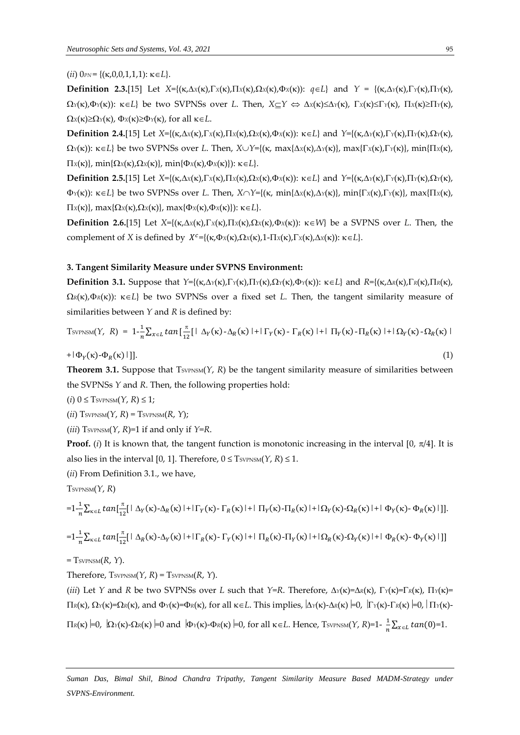(*ii*) $0_{PN}$= {(κ,0,0,1,1,1): κ∈*L*}.

**Definition 2.3.**[15] Let $X$={(κ,$\Delta_X$(κ),$\Gamma_X$(κ),$\Pi_X$(κ),$\Omega_X$(κ),$\Phi_X$(κ)): *q*∈*L*} and *Y* = {(κ,$\Delta_Y$(κ),$\Gamma_Y$(κ),$\Pi_Y$(κ), $\Omega_Y$(κ),$\Phi_Y$(κ)): κ∈*L*} be two SVPNSs over *L*. Then, $X\subseteq Y \Leftrightarrow \Delta_X(\kappa)\le\Delta_Y(\kappa)$, $\Gamma_X(\kappa)\le\Gamma_Y(\kappa)$, $\Pi_X(\kappa)\ge\Pi_Y(\kappa)$, $\Omega_X(\kappa)\ge\Omega_Y(\kappa)$, $\Phi_X(\kappa)\ge\Phi_Y(\kappa)$, for all κ∈*L*.

**Definition 2.4.**[15] Let *X*={(κ,$\Delta_X$(κ),$\Gamma_X$(κ),$\Pi_X$(κ),$\Omega_X$(κ),$\Phi_X$(κ)): κ∈*L*} and *Y*={(κ,$\Delta_Y$(κ),$\Gamma_Y$(κ),$\Pi_Y$(κ),$\Omega_Y$(κ), $\Omega_Y$(κ)): κ∈*L*} be two SVPNSs over *L*. Then, *X*∪*Y*={(κ, max{$\Delta_X$(κ),$\Delta_Y$(κ)}, max{$\Gamma_X$(κ),$\Gamma_Y$(κ)}, min{$\Pi_X$(κ), $\Pi_X$(κ)}, min{$\Omega_X$(κ),$\Omega_X$(κ)}, min{$\Phi_X$(κ),$\Phi_X$(κ)}): κ∈*L*}.

**Definition 2.5.**[15] Let *X*={(κ,$\Delta_X$(κ),$\Gamma_X$(κ),$\Pi_X$(κ),$\Omega_X$(κ),$\Phi_X$(κ)): κ∈*L*} and *Y*={(κ,$\Delta_Y$(κ),$\Gamma_Y$(κ),$\Pi_Y$(κ),$\Omega_Y$(κ), $\Phi_Y$(κ)): κ∈*L*} be two SVPNSs over *L*. Then, *X*∩*Y*={(κ, min{$\Delta_X$(κ),$\Delta_Y$(κ)}, min{$\Gamma_X$(κ),$\Gamma_Y$(κ)}, max{$\Pi_X$(κ), $\Pi_X$(κ)}, max{$\Omega_X$(κ),$\Omega_X$(κ)}, max{$\Phi_X$(κ),$\Phi_X$(κ)}): κ∈*L*}.

**Definition 2.6.**[15] Let *X*={(κ,$\Delta_X$(κ),$\Gamma_X$(κ),$\Pi_X$(κ),$\Omega_X$(κ),$\Phi_X$(κ)): κ∈*W*} be a SVPNS over *L*. Then, the complement of *X* is defined by $X^c$={(κ,$\Phi_X$(κ),$\Omega_X$(κ),1-$\Pi_X$(κ),$\Gamma_X$(κ),$\Delta_X$(κ)): κ∈*L*}.

### 3. Tangent Similarity Measure under SVPNS Environment:

**Definition 3.1.** Suppose that *Y*={(κ,$\Delta_Y$(κ),$\Gamma_Y$(κ),$\Pi_Y$(κ),$\Omega_Y$(κ),$\Phi_Y$(κ)): κ∈*L*} and *R*={(κ,$\Delta_R$(κ),$\Gamma_R$(κ),$\Pi_R$(κ), $\Omega_R$(κ),$\Phi_R$(κ)): κ∈*L*} be two SVPNSs over a fixed set *L*. Then, the tangent similarity measure of similarities between *Y* and *R* is defined by:

$$T_{SVPNSM}(Y,\ R) = 1-\frac{1}{n}\sum_{x\in L} tan\left[\frac{\pi}{12}\left[|\ \Delta_Y(\kappa)-\Delta_R(\kappa)\ |+|\ \Gamma_Y(\kappa)-\Gamma_R(\kappa)\ |+|\ \Pi_Y(\kappa)-\Pi_R(\kappa)\ |+|\ \Omega_Y(\kappa)-\Omega_R(\kappa)\ | +|\ \Phi_Y(\kappa)-\Phi_R(\kappa)\ |\right]\right]. \quad (1)$$

**Theorem 3.1.** Suppose that $T_{SVPNSM}(Y, R)$ be the tangent similarity measure of similarities between the SVPNSs *Y* and *R*. Then, the following properties hold:

(*i*) $0 \le T_{SVPNSM}(Y, R) \le 1$;

(*ii*) $T_{SVPNSM}(Y, R) = T_{SVPNSM}(R, Y)$;

(*iii*) $T_{SVPNSM}(Y, R)$=1 if and only if *Y*=*R*.

**Proof.** (*i*) It is known that, the tangent function is monotonic increasing in the interval [0, π/4]. It is also lies in the interval [0, 1]. Therefore, $0 \le T_{SVPNSM}(Y, R) \le 1$.

(*ii*) From Definition 3.1., we have,

$T_{SVPNSM}(Y, R)$

$$=1-\frac{1}{n}\sum_{\kappa\in L} tan\left[\frac{\pi}{12}\left[|\ \Delta_Y(\kappa)-\Delta_R(\kappa)\ |+|\Gamma_Y(\kappa)-\Gamma_R(\kappa)\ |+|\ \Pi_Y(\kappa)-\Pi_R(\kappa)\ |+|\Omega_Y(\kappa)-\Omega_R(\kappa)\ |+|\ \Phi_Y(\kappa)-\Phi_R(\kappa)\ |\right]\right].$$

$$=1-\frac{1}{n}\sum_{\kappa\in L} tan\left[\frac{\pi}{12}\left[|\ \Delta_R(\kappa)-\Delta_Y(\kappa)\ |+|\Gamma_R(\kappa)-\Gamma_Y(\kappa)\ |+|\ \Pi_R(\kappa)-\Pi_Y(\kappa)\ |+|\Omega_R(\kappa)-\Omega_Y(\kappa)\ |+|\ \Phi_R(\kappa)-\Phi_Y(\kappa)\ |\right]\right]$$

= $T_{SVPNSM}(R, Y)$.

Therefore, $T_{SVPNSM}(Y, R) = T_{SVPNSM}(R, Y)$.

(*iii*) Let *Y* and *R* be two SVPNSs over *L* such that *Y*=*R*. Therefore, $\Delta_Y(\kappa)=\Delta_R(\kappa)$, $\Gamma_Y(\kappa)=\Gamma_R(\kappa)$, $\Pi_Y(\kappa)=\Pi_R(\kappa)$, $\Omega_Y(\kappa)=\Omega_R(\kappa)$, and $\Phi_Y(\kappa)=\Phi_R(\kappa)$, for all κ∈*L*. This implies, $|\Delta_Y(\kappa)-\Delta_R(\kappa)|=0$, $|\Gamma_Y(\kappa)-\Gamma_R(\kappa)|=0$, $|\Pi_Y(\kappa)-\Pi_R(\kappa)|=0$, $|\Omega_Y(\kappa)-\Omega_R(\kappa)|=0$ and $|\Phi_Y(\kappa)-\Phi_R(\kappa)|=0$, for all κ∈*L*. Hence, $T_{SVPNSM}(Y, R)=1-\frac{1}{n}\sum_{x\in L} tan(0)=1$.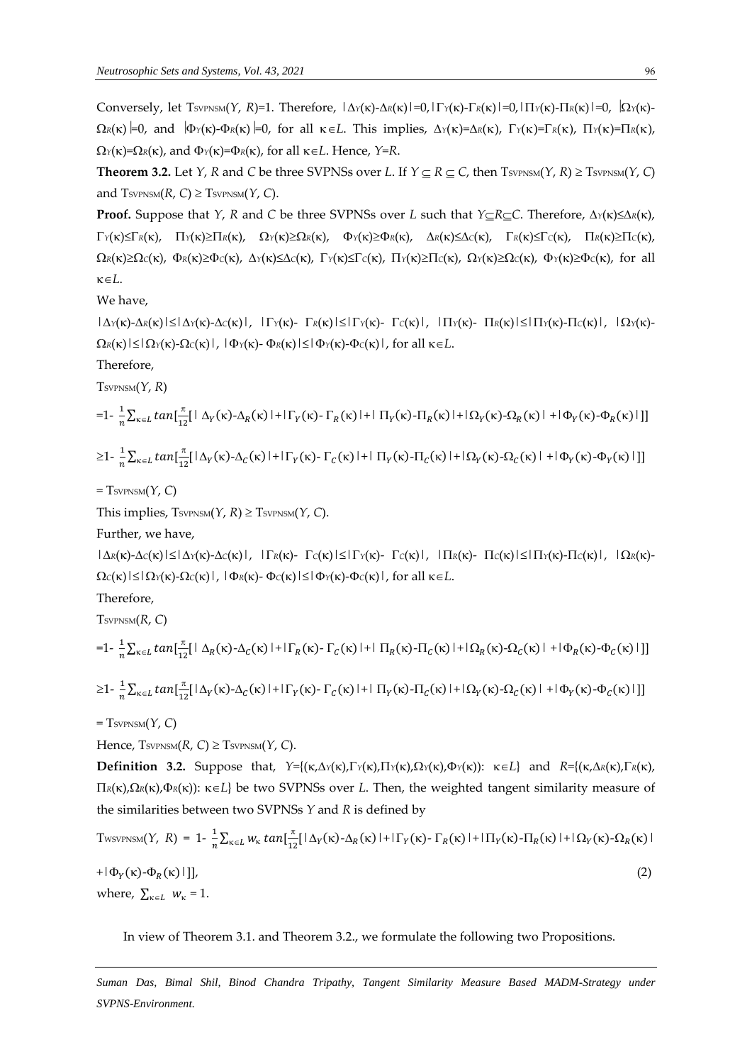Conversely, let $T_{SVPNSM}(Y, R)=1$. Therefore, $|\Delta_Y(\kappa)-\Delta_R(\kappa)|=0$, $|\Gamma_Y(\kappa)-\Gamma_R(\kappa)|=0$, $|\Pi_Y(\kappa)-\Pi_R(\kappa)|=0$, $|\Omega_Y(\kappa)-\Omega_R(\kappa)|=0$, and $|\Phi_Y(\kappa)-\Phi_R(\kappa)|=0$, for all $\kappa\in L$. This implies, $\Delta_Y(\kappa)=\Delta_R(\kappa)$, $\Gamma_Y(\kappa)=\Gamma_R(\kappa)$, $\Pi_Y(\kappa)=\Pi_R(\kappa)$, $\Omega_Y(\kappa)=\Omega_R(\kappa)$, and $\Phi_Y(\kappa)=\Phi_R(\kappa)$, for all $\kappa\in L$. Hence, $Y=R$.

**Theorem 3.2.** Let $Y$, $R$ and $C$ be three SVPNSs over $L$. If $Y \subseteq R \subseteq C$, then $T_{SVPNSM}(Y, R) \geq T_{SVPNSM}(Y, C)$ and $T_{SVPNSM}(R, C) \geq T_{SVPNSM}(Y, C)$.

**Proof.** Suppose that $Y$, $R$ and $C$ be three SVPNSs over $L$ such that $Y\subseteq R\subseteq C$. Therefore, $\Delta_Y(\kappa)\leq\Delta_R(\kappa)$, $\Gamma_Y(\kappa)\leq\Gamma_R(\kappa)$, $\Pi_Y(\kappa)\geq\Pi_R(\kappa)$, $\Omega_Y(\kappa)\geq\Omega_R(\kappa)$, $\Phi_Y(\kappa)\geq\Phi_R(\kappa)$, $\Delta_R(\kappa)\leq\Delta_C(\kappa)$, $\Gamma_R(\kappa)\leq\Gamma_C(\kappa)$, $\Pi_R(\kappa)\geq\Pi_C(\kappa)$, $\Omega_R(\kappa)\geq\Omega_C(\kappa)$, $\Phi_R(\kappa)\geq\Phi_C(\kappa)$, $\Delta_Y(\kappa)\leq\Delta_C(\kappa)$, $\Gamma_Y(\kappa)\leq\Gamma_C(\kappa)$, $\Pi_Y(\kappa)\geq\Pi_C(\kappa)$, $\Omega_Y(\kappa)\geq\Omega_C(\kappa)$, $\Phi_Y(\kappa)\geq\Phi_C(\kappa)$, for all $\kappa\in L$.

We have,

$|\Delta_Y(\kappa)-\Delta_R(\kappa)|\leq|\Delta_Y(\kappa)-\Delta_C(\kappa)|$, $|\Gamma_Y(\kappa)-\Gamma_R(\kappa)|\leq|\Gamma_Y(\kappa)-\Gamma_C(\kappa)|$, $|\Pi_Y(\kappa)-\Pi_R(\kappa)|\leq|\Pi_Y(\kappa)-\Pi_C(\kappa)|$, $|\Omega_Y(\kappa)-\Omega_R(\kappa)|\leq|\Omega_Y(\kappa)-\Omega_C(\kappa)|$, $|\Phi_Y(\kappa)-\Phi_R(\kappa)|\leq|\Phi_Y(\kappa)-\Phi_C(\kappa)|$, for all $\kappa\in L$.

Therefore,

$T_{SVPNSM}(Y, R)$

$$=1-\frac{1}{n}\sum_{\kappa\in L} tan[\frac{\pi}{12}[|\Delta_Y(\kappa)-\Delta_R(\kappa)|+|\Gamma_Y(\kappa)-\Gamma_R(\kappa)|+|\Pi_Y(\kappa)-\Pi_R(\kappa)|+|\Omega_Y(\kappa)-\Omega_R(\kappa)|+|\Phi_Y(\kappa)-\Phi_R(\kappa)|]]$$

$$\geq1-\frac{1}{n}\sum_{\kappa\in L} tan[\frac{\pi}{12}[|\Delta_Y(\kappa)-\Delta_C(\kappa)|+|\Gamma_Y(\kappa)-\Gamma_C(\kappa)|+|\Pi_Y(\kappa)-\Pi_C(\kappa)|+|\Omega_Y(\kappa)-\Omega_C(\kappa)|+|\Phi_Y(\kappa)-\Phi_Y(\kappa)|]]$$

$= T_{SVPNSM}(Y, C)$

This implies, $T_{SVPNSM}(Y, R) \geq T_{SVPNSM}(Y, C)$.

Further, we have,

$|\Delta_R(\kappa)-\Delta_C(\kappa)|\leq|\Delta_Y(\kappa)-\Delta_C(\kappa)|$, $|\Gamma_R(\kappa)-\Gamma_C(\kappa)|\leq|\Gamma_Y(\kappa)-\Gamma_C(\kappa)|$, $|\Pi_R(\kappa)-\Pi_C(\kappa)|\leq|\Pi_Y(\kappa)-\Pi_C(\kappa)|$, $|\Omega_R(\kappa)-\Omega_C(\kappa)|\leq|\Omega_Y(\kappa)-\Omega_C(\kappa)|$, $|\Phi_R(\kappa)-\Phi_C(\kappa)|\leq|\Phi_Y(\kappa)-\Phi_C(\kappa)|$, for all $\kappa\in L$.

Therefore,

$T_{SVPNSM}(R, C)$

$$=1-\frac{1}{n}\sum_{\kappa\in L} tan[\frac{\pi}{12}[|\Delta_R(\kappa)-\Delta_C(\kappa)|+|\Gamma_R(\kappa)-\Gamma_C(\kappa)|+|\Pi_R(\kappa)-\Pi_C(\kappa)|+|\Omega_R(\kappa)-\Omega_C(\kappa)|+|\Phi_R(\kappa)-\Phi_C(\kappa)|]]$$

$$\geq1-\frac{1}{n}\sum_{\kappa\in L} tan[\frac{\pi}{12}[|\Delta_Y(\kappa)-\Delta_C(\kappa)|+|\Gamma_Y(\kappa)-\Gamma_C(\kappa)|+|\Pi_Y(\kappa)-\Pi_C(\kappa)|+|\Omega_Y(\kappa)-\Omega_C(\kappa)|+|\Phi_Y(\kappa)-\Phi_C(\kappa)|]]$$

$= T_{SVPNSM}(Y, C)$

Hence, $T_{SVPNSM}(R, C) \geq T_{SVPNSM}(Y, C)$.

**Definition 3.2.** Suppose that, $Y=\{(\kappa,\Delta_Y(\kappa),\Gamma_Y(\kappa),\Pi_Y(\kappa),\Omega_Y(\kappa),\Phi_Y(\kappa)): \kappa\in L\}$ and $R=\{(\kappa,\Delta_R(\kappa),\Gamma_R(\kappa),\Pi_R(\kappa),\Omega_R(\kappa),\Phi_R(\kappa)): \kappa\in L\}$ be two SVPNSs over $L$. Then, the weighted tangent similarity measure of the similarities between two SVPNSs $Y$ and $R$ is defined by

$$T_{WSVPNSM}(Y, R) = 1-\frac{1}{n}\sum_{\kappa\in L} w_\kappa\, tan[\frac{\pi}{12}[|\Delta_Y(\kappa)-\Delta_R(\kappa)|+|\Gamma_Y(\kappa)-\Gamma_R(\kappa)|+|\Pi_Y(\kappa)-\Pi_R(\kappa)|+|\Omega_Y(\kappa)-\Omega_R(\kappa)|+|\Phi_Y(\kappa)-\Phi_R(\kappa)|]], \quad (2)$$

where, $\sum_{\kappa\in L} w_\kappa = 1$.

In view of Theorem 3.1. and Theorem 3.2., we formulate the following two Propositions.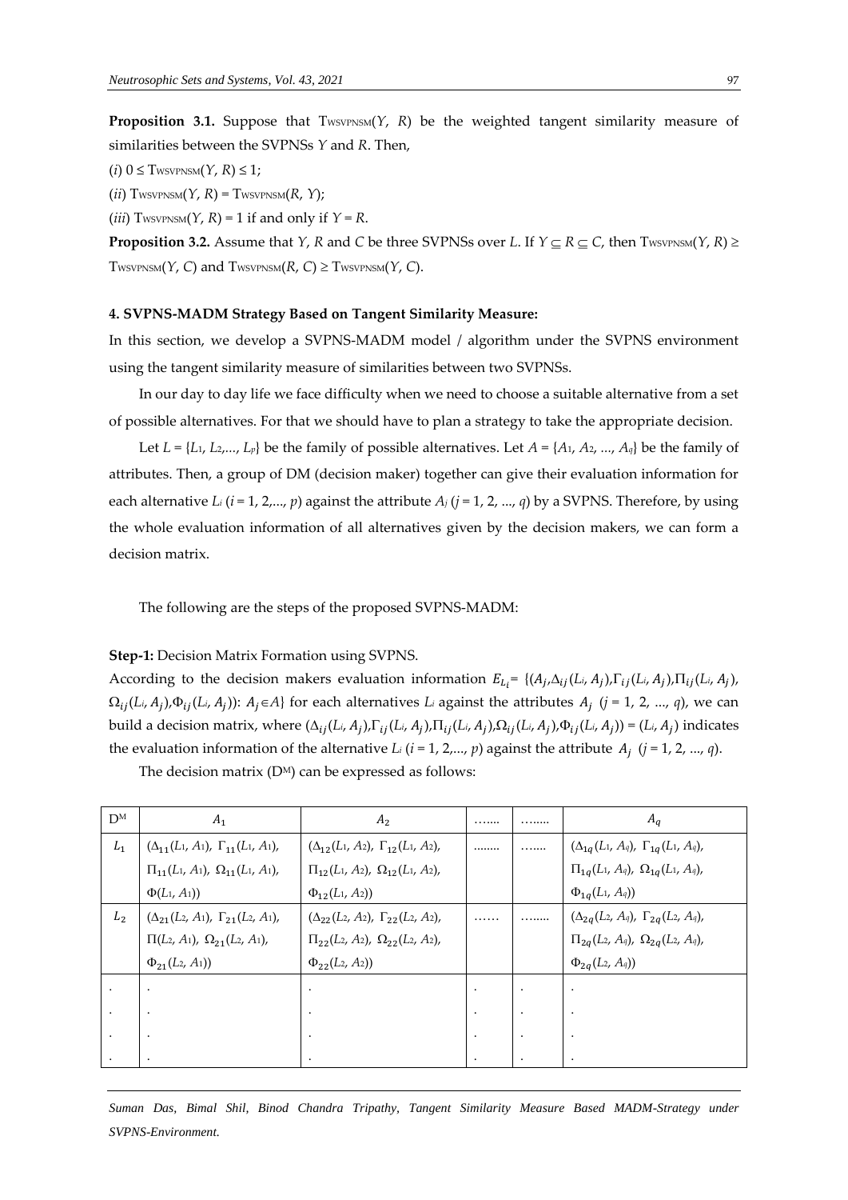**Proposition 3.1.** Suppose that $T_{WSVPNSM}(Y, R)$ be the weighted tangent similarity measure of similarities between the SVPNSs $Y$ and $R$. Then,

(*i*) $0 \leq T_{WSVPNSM}(Y, R) \leq 1$;

(*ii*) $T_{WSVPNSM}(Y, R) = T_{WSVPNSM}(R, Y)$;

(*iii*) $T_{WSVPNSM}(Y, R) = 1$ if and only if $Y = R$.

**Proposition 3.2.** Assume that $Y$, $R$ and $C$ be three SVPNSs over $L$. If $Y \subseteq R \subseteq C$, then $T_{WSVPNSM}(Y, R) \geq T_{WSVPNSM}(Y, C)$ and $T_{WSVPNSM}(R, C) \geq T_{WSVPNSM}(Y, C)$.

#### 4. SVPNS-MADM Strategy Based on Tangent Similarity Measure:

In this section, we develop a SVPNS-MADM model / algorithm under the SVPNS environment using the tangent similarity measure of similarities between two SVPNSs.

In our day to day life we face difficulty when we need to choose a suitable alternative from a set of possible alternatives. For that we should have to plan a strategy to take the appropriate decision.

Let $L = \{L_1, L_2, \ldots, L_p\}$ be the family of possible alternatives. Let $A = \{A_1, A_2, \ldots, A_q\}$ be the family of attributes. Then, a group of DM (decision maker) together can give their evaluation information for each alternative $L_i$ ($i = 1, 2, \ldots, p$) against the attribute $A_j$ ($j = 1, 2, \ldots, q$) by a SVPNS. Therefore, by using the whole evaluation information of all alternatives given by the decision makers, we can form a decision matrix.

The following are the steps of the proposed SVPNS-MADM:

**Step-1:** Decision Matrix Formation using SVPNS.

According to the decision makers evaluation information $E_{L_i} = \{(A_j, \Delta_{ij}(L_i, A_j), \Gamma_{ij}(L_i, A_j), \Pi_{ij}(L_i, A_j), \Omega_{ij}(L_i, A_j), \Phi_{ij}(L_i, A_j)): A_j \in A\}$ for each alternatives $L_i$ against the attributes $A_j$ ($j = 1, 2, \ldots, q$), we can build a decision matrix, where $(\Delta_{ij}(L_i, A_j), \Gamma_{ij}(L_i, A_j), \Pi_{ij}(L_i, A_j), \Omega_{ij}(L_i, A_j), \Phi_{ij}(L_i, A_j)) = (L_i, A_j)$ indicates the evaluation information of the alternative $L_i$ ($i = 1, 2, \ldots, p$) against the attribute $A_j$ ($j = 1, 2, \ldots, q$).

The decision matrix ($D^M$) can be expressed as follows:

| $D^M$ | $A_1$ | $A_2$ | …… | ……. | $A_q$ |
|---|---|---|---|---|---|
| $L_1$ | $(\Delta_{11}(L_1, A_1),\ \Gamma_{11}(L_1, A_1),$ $\Pi_{11}(L_1, A_1),\ \Omega_{11}(L_1, A_1),$ $\Phi(L_1, A_1))$ | $(\Delta_{12}(L_1, A_2),\ \Gamma_{12}(L_1, A_2),$ $\Pi_{12}(L_1, A_2),\ \Omega_{12}(L_1, A_2),$ $\Phi_{12}(L_1, A_2))$ | …….. | ……. | $(\Delta_{1q}(L_1, A_q),\ \Gamma_{1q}(L_1, A_q),$ $\Pi_{1q}(L_1, A_q),\ \Omega_{1q}(L_1, A_q),$ $\Phi_{1q}(L_1, A_q))$ |
| $L_2$ | $(\Delta_{21}(L_2, A_1),\ \Gamma_{21}(L_2, A_1),$ $\Pi(L_2, A_1),\ \Omega_{21}(L_2, A_1),$ $\Phi_{21}(L_2, A_1))$ | $(\Delta_{22}(L_2, A_2),\ \Gamma_{22}(L_2, A_2),$ $\Pi_{22}(L_2, A_2),\ \Omega_{22}(L_2, A_2),$ $\Phi_{22}(L_2, A_2))$ | …… | …….. | $(\Delta_{2q}(L_2, A_q),\ \Gamma_{2q}(L_2, A_q),$ $\Pi_{2q}(L_2, A_q),\ \Omega_{2q}(L_2, A_q),$ $\Phi_{2q}(L_2, A_q))$ |
| . . . . | . . . . | . . . . | . . . . | . . . . | . . . . |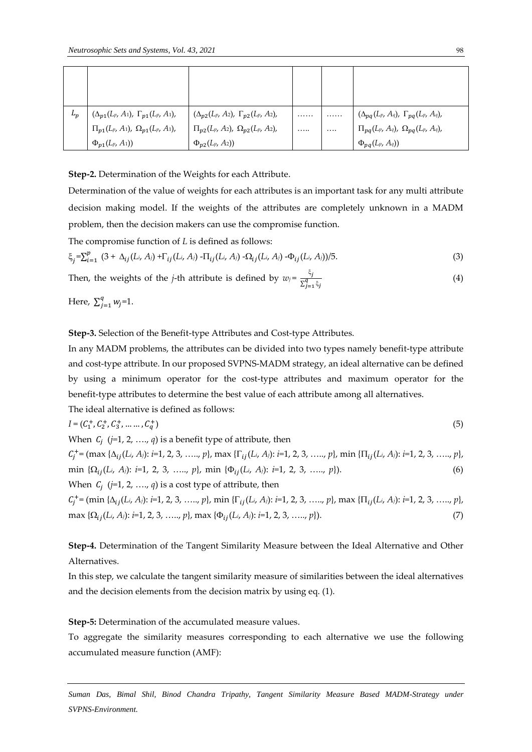| $L_p$ | $(\Delta_{p1}(L_p, A_1),\ \Gamma_{p1}(L_p, A_1),$ $\Pi_{p1}(L_p, A_1),\ \Omega_{p1}(L_p, A_1),$ $\Phi_{p1}(L_p, A_1))$ | $(\Delta_{p2}(L_p, A_2),\ \Gamma_{p2}(L_p, A_2),$ $\Pi_{p2}(L_p, A_2),\ \Omega_{p2}(L_p, A_2),$ $\Phi_{p2}(L_p, A_2))$ | …… ….. | …… …. | $(\Delta_{pq}(L_p, A_q),\ \Gamma_{pq}(L_p, A_q),$ $\Pi_{pq}(L_p, A_q),\ \Omega_{pq}(L_p, A_q),$ $\Phi_{pq}(L_p, A_q))$ |
|---|---|---|---|---|---|

**Step-2.** Determination of the Weights for each Attribute.

Determination of the value of weights for each attributes is an important task for any multi attribute decision making model. If the weights of the attributes are completely unknown in a MADM problem, then the decision makers can use the compromise function.

The compromise function of $L$ is defined as follows:

$$\xi_j = \sum_{i=1}^{p} \left(3 + \Delta_{ij}(L_i, A_j) + \Gamma_{ij}(L_i, A_j) - \Pi_{ij}(L_i, A_j) - \Omega_{ij}(L_i, A_j) - \Phi_{ij}(L_i, A_j)\right)/5. \tag{3}$$

Then, the weights of the $j$-th attribute is defined by $w_j = \frac{\xi_j}{\sum_{j=1}^{q} \xi_j}$ (4)

Here, $\sum_{j=1}^{q} w_j = 1$.

**Step-3.** Selection of the Benefit-type Attributes and Cost-type Attributes.

In any MADM problems, the attributes can be divided into two types namely benefit-type attribute and cost-type attribute. In our proposed SVPNS-MADM strategy, an ideal alternative can be defined by using a minimum operator for the cost-type attributes and maximum operator for the benefit-type attributes to determine the best value of each attribute among all alternatives.

The ideal alternative is defined as follows:

$$I = (C_1^+, C_2^+, C_3^+, \dots\dots, C_q^+) \tag{5}$$

When $C_j$ ($j$=1, 2, …., $q$) is a benefit type of attribute, then

$$C_j^+ = (\max\{\Delta_{ij}(L_i, A_j): i=1, 2, 3, \dots, p\}, \max\{\Gamma_{ij}(L_i, A_j): i=1, 2, 3, \dots, p\}, \min\{\Pi_{ij}(L_i, A_j): i=1, 2, 3, \dots, p\}, \min\{\Omega_{ij}(L_i, A_j): i=1, 2, 3, \dots, p\}, \min\{\Phi_{ij}(L_i, A_j): i=1, 2, 3, \dots, p\}). \tag{6}$$

When $C_j$ ($j$=1, 2, …., $q$) is a cost type of attribute, then

$$C_j^+ = (\min\{\Delta_{ij}(L_i, A_j): i=1, 2, 3, \dots, p\}, \min\{\Gamma_{ij}(L_i, A_j): i=1, 2, 3, \dots, p\}, \max\{\Pi_{ij}(L_i, A_j): i=1, 2, 3, \dots, p\}, \max\{\Omega_{ij}(L_i, A_j): i=1, 2, 3, \dots, p\}, \max\{\Phi_{ij}(L_i, A_j): i=1, 2, 3, \dots, p\}). \tag{7}$$

**Step-4.** Determination of the Tangent Similarity Measure between the Ideal Alternative and Other Alternatives.

In this step, we calculate the tangent similarity measure of similarities between the ideal alternatives and the decision elements from the decision matrix by using eq. (1).

**Step-5:** Determination of the accumulated measure values.

To aggregate the similarity measures corresponding to each alternative we use the following accumulated measure function (AMF):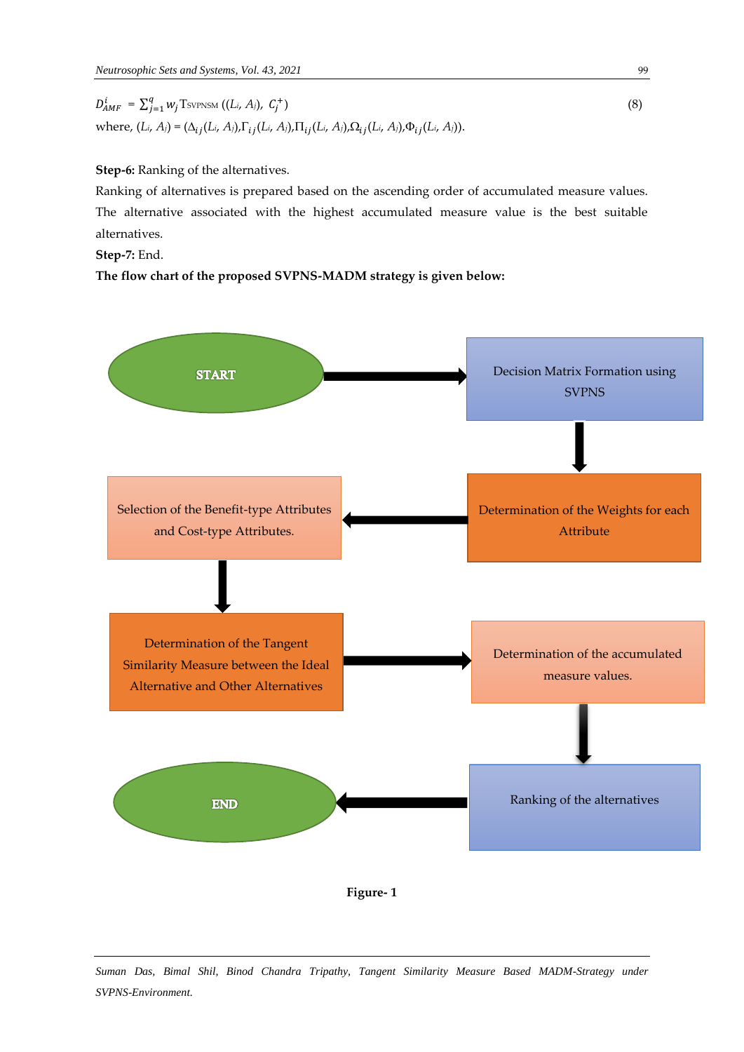$$D^{i}_{AMF} = \sum_{j=1}^{q} w_j \mathrm{T}_{\mathrm{SVPNSM}}\left((L_i, A_j),\ C_j^{+}\right) \tag{8}$$

where, $(L_i, A_j) = (\Delta_{ij}(L_i, A_j), \Gamma_{ij}(L_i, A_j), \Pi_{ij}(L_i, A_j), \Omega_{ij}(L_i, A_j), \Phi_{ij}(L_i, A_j))$.

**Step-6:** Ranking of the alternatives.

Ranking of alternatives is prepared based on the ascending order of accumulated measure values. The alternative associated with the highest accumulated measure value is the best suitable alternatives.

**Step-7:** End.

**The flow chart of the proposed SVPNS-MADM strategy is given below:**

START → Decision Matrix Formation using SVPNS → Determination of the Weights for each Attribute → Selection of the Benefit-type Attributes and Cost-type Attributes. → Determination of the Tangent Similarity Measure between the Ideal Alternative and Other Alternatives → Determination of the accumulated measure values. → Ranking of the alternatives → END

**Figure- 1**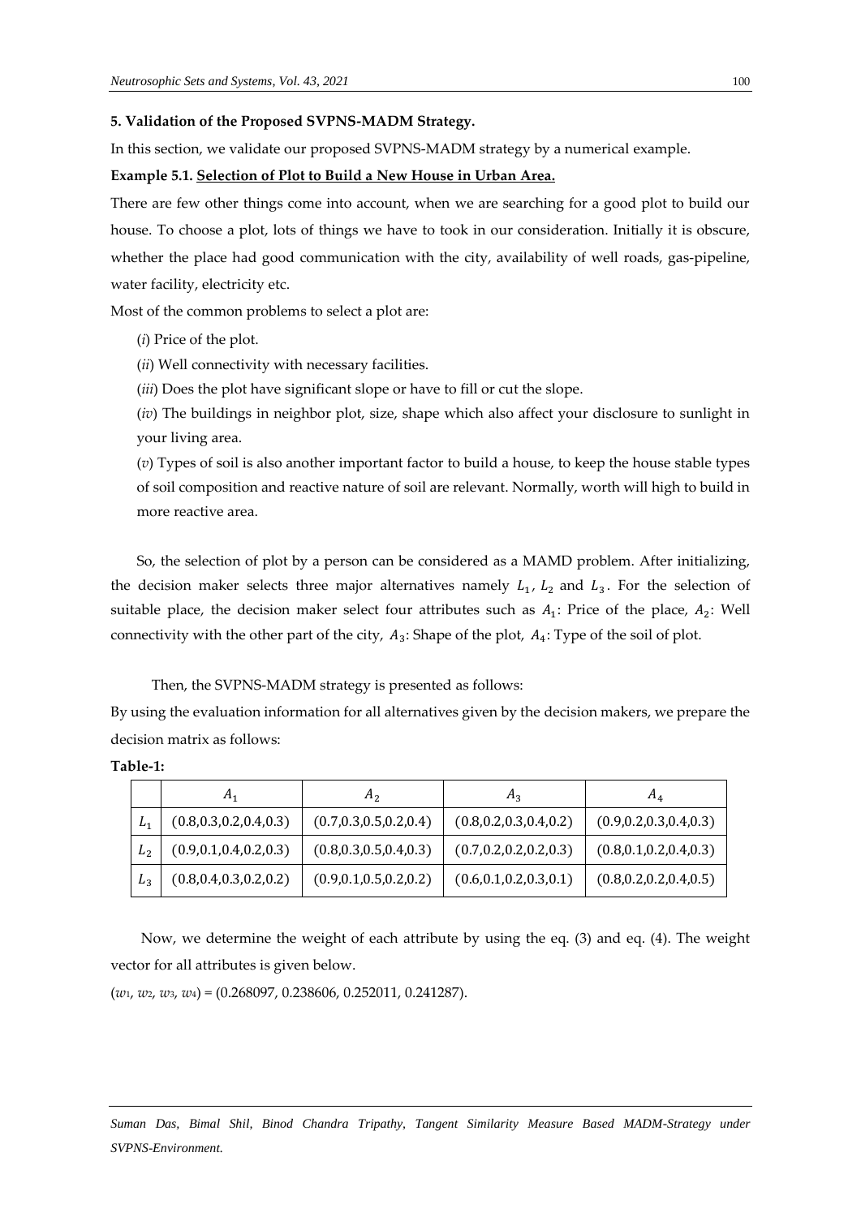**5. Validation of the Proposed SVPNS-MADM Strategy.**

In this section, we validate our proposed SVPNS-MADM strategy by a numerical example.

**Example 5.1. Selection of Plot to Build a New House in Urban Area.**

There are few other things come into account, when we are searching for a good plot to build our house. To choose a plot, lots of things we have to took in our consideration. Initially it is obscure, whether the place had good communication with the city, availability of well roads, gas-pipeline, water facility, electricity etc.

Most of the common problems to select a plot are:

(*i*) Price of the plot.

(*ii*) Well connectivity with necessary facilities.

(*iii*) Does the plot have significant slope or have to fill or cut the slope.

(*iv*) The buildings in neighbor plot, size, shape which also affect your disclosure to sunlight in your living area.

(*v*) Types of soil is also another important factor to build a house, to keep the house stable types of soil composition and reactive nature of soil are relevant. Normally, worth will high to build in more reactive area.

So, the selection of plot by a person can be considered as a MAMD problem. After initializing, the decision maker selects three major alternatives namely $L_1$, $L_2$ and $L_3$. For the selection of suitable place, the decision maker select four attributes such as $A_1$: Price of the place, $A_2$: Well connectivity with the other part of the city, $A_3$: Shape of the plot, $A_4$: Type of the soil of plot.

Then, the SVPNS-MADM strategy is presented as follows:

By using the evaluation information for all alternatives given by the decision makers, we prepare the decision matrix as follows:

**Table-1:**

| | $A_1$ | $A_2$ | $A_3$ | $A_4$ |
|---|---|---|---|---|
| $L_1$ | (0.8,0.3,0.2,0.4,0.3) | (0.7,0.3,0.5,0.2,0.4) | (0.8,0.2,0.3,0.4,0.2) | (0.9,0.2,0.3,0.4,0.3) |
| $L_2$ | (0.9,0.1,0.4,0.2,0.3) | (0.8,0.3,0.5,0.4,0.3) | (0.7,0.2,0.2,0.2,0.3) | (0.8,0.1,0.2,0.4,0.3) |
| $L_3$ | (0.8,0.4,0.3,0.2,0.2) | (0.9,0.1,0.5,0.2,0.2) | (0.6,0.1,0.2,0.3,0.1) | (0.8,0.2,0.2,0.4,0.5) |

Now, we determine the weight of each attribute by using the eq. (3) and eq. (4). The weight vector for all attributes is given below.

($w_1$, $w_2$, $w_3$, $w_4$) = (0.268097, 0.238606, 0.252011, 0.241287).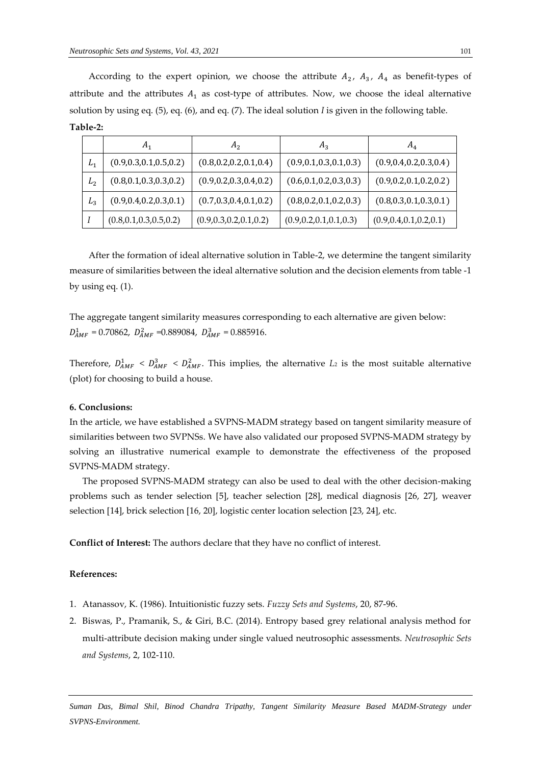According to the expert opinion, we choose the attribute $A_2$, $A_3$, $A_4$ as benefit-types of attribute and the attributes $A_1$ as cost-type of attributes. Now, we choose the ideal alternative solution by using eq. (5), eq. (6), and eq. (7). The ideal solution *I* is given in the following table.

**Table-2:**

| | $A_1$ | $A_2$ | $A_3$ | $A_4$ |
|---|---|---|---|---|
| $L_1$ | (0.9,0.3,0.1,0.5,0.2) | (0.8,0.2,0.2,0.1,0.4) | (0.9,0.1,0.3,0.1,0.3) | (0.9,0.4,0.2,0.3,0.4) |
| $L_2$ | (0.8,0.1,0.3,0.3,0.2) | (0.9,0.2,0.3,0.4,0.2) | (0.6,0.1,0.2,0.3,0.3) | (0.9,0.2,0.1,0.2,0.2) |
| $L_3$ | (0.9,0.4,0.2,0.3,0.1) | (0.7,0.3,0.4,0.1,0.2) | (0.8,0.2,0.1,0.2,0.3) | (0.8,0.3,0.1,0.3,0.1) |
| $I$ | (0.8,0.1,0.3,0.5,0.2) | (0.9,0.3,0.2,0.1,0.2) | (0.9,0.2,0.1,0.1,0.3) | (0.9,0.4,0.1,0.2,0.1) |

After the formation of ideal alternative solution in Table-2, we determine the tangent similarity measure of similarities between the ideal alternative solution and the decision elements from table -1 by using eq. (1).

The aggregate tangent similarity measures corresponding to each alternative are given below:
$D_{AMF}^{1}$ = 0.70862, $D_{AMF}^{2}$ =0.889084, $D_{AMF}^{3}$ = 0.885916.

Therefore, $D_{AMF}^{1} < D_{AMF}^{3} < D_{AMF}^{2}$. This implies, the alternative $L_2$ is the most suitable alternative (plot) for choosing to build a house.

### 6. Conclusions:

In the article, we have established a SVPNS-MADM strategy based on tangent similarity measure of similarities between two SVPNSs. We have also validated our proposed SVPNS-MADM strategy by solving an illustrative numerical example to demonstrate the effectiveness of the proposed SVPNS-MADM strategy.

The proposed SVPNS-MADM strategy can also be used to deal with the other decision-making problems such as tender selection [5], teacher selection [28], medical diagnosis [26, 27], weaver selection [14], brick selection [16, 20], logistic center location selection [23, 24], etc.

**Conflict of Interest:** The authors declare that they have no conflict of interest.

### References:

1. Atanassov, K. (1986). Intuitionistic fuzzy sets. *Fuzzy Sets and Systems*, 20, 87-96.
2. Biswas, P., Pramanik, S., & Giri, B.C. (2014). Entropy based grey relational analysis method for multi-attribute decision making under single valued neutrosophic assessments. *Neutrosophic Sets and Systems*, 2, 102-110.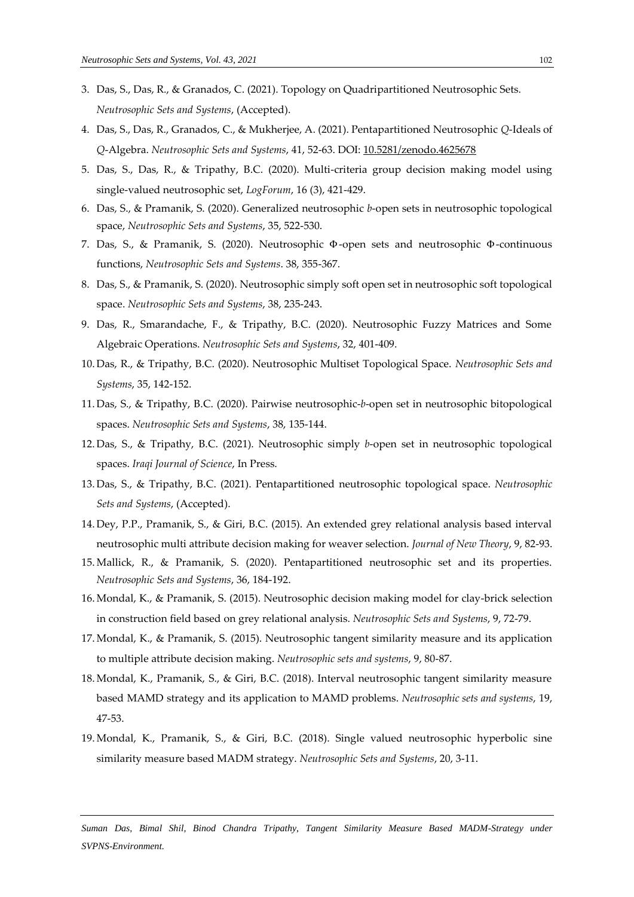3. Das, S., Das, R., & Granados, C. (2021). Topology on Quadripartitioned Neutrosophic Sets. *Neutrosophic Sets and Systems*, (Accepted).
4. Das, S., Das, R., Granados, C., & Mukherjee, A. (2021). Pentapartitioned Neutrosophic *Q*-Ideals of *Q*-Algebra. *Neutrosophic Sets and Systems*, 41, 52-63. DOI: 10.5281/zenodo.4625678
5. Das, S., Das, R., & Tripathy, B.C. (2020). Multi-criteria group decision making model using single-valued neutrosophic set, *LogForum*, 16 (3), 421-429.
6. Das, S., & Pramanik, S. (2020). Generalized neutrosophic *b*-open sets in neutrosophic topological space, *Neutrosophic Sets and Systems*, 35, 522-530.
7. Das, S., & Pramanik, S. (2020). Neutrosophic $\Phi$-open sets and neutrosophic $\Phi$-continuous functions, *Neutrosophic Sets and Systems*. 38, 355-367.
8. Das, S., & Pramanik, S. (2020). Neutrosophic simply soft open set in neutrosophic soft topological space. *Neutrosophic Sets and Systems*, 38, 235-243.
9. Das, R., Smarandache, F., & Tripathy, B.C. (2020). Neutrosophic Fuzzy Matrices and Some Algebraic Operations. *Neutrosophic Sets and Systems*, 32, 401-409.
10. Das, R., & Tripathy, B.C. (2020). Neutrosophic Multiset Topological Space. *Neutrosophic Sets and Systems*, 35, 142-152.
11. Das, S., & Tripathy, B.C. (2020). Pairwise neutrosophic-*b*-open set in neutrosophic bitopological spaces. *Neutrosophic Sets and Systems*, 38, 135-144.
12. Das, S., & Tripathy, B.C. (2021). Neutrosophic simply *b*-open set in neutrosophic topological spaces. *Iraqi Journal of Science*, In Press.
13. Das, S., & Tripathy, B.C. (2021). Pentapartitioned neutrosophic topological space. *Neutrosophic Sets and Systems*, (Accepted).
14. Dey, P.P., Pramanik, S., & Giri, B.C. (2015). An extended grey relational analysis based interval neutrosophic multi attribute decision making for weaver selection. *Journal of New Theory*, 9, 82-93.
15. Mallick, R., & Pramanik, S. (2020). Pentapartitioned neutrosophic set and its properties. *Neutrosophic Sets and Systems*, 36, 184-192.
16. Mondal, K., & Pramanik, S. (2015). Neutrosophic decision making model for clay-brick selection in construction field based on grey relational analysis. *Neutrosophic Sets and Systems*, 9, 72-79.
17. Mondal, K., & Pramanik, S. (2015). Neutrosophic tangent similarity measure and its application to multiple attribute decision making. *Neutrosophic sets and systems*, 9, 80-87.
18. Mondal, K., Pramanik, S., & Giri, B.C. (2018). Interval neutrosophic tangent similarity measure based MAMD strategy and its application to MAMD problems. *Neutrosophic sets and systems*, 19, 47-53.
19. Mondal, K., Pramanik, S., & Giri, B.C. (2018). Single valued neutrosophic hyperbolic sine similarity measure based MADM strategy. *Neutrosophic Sets and Systems*, 20, 3-11.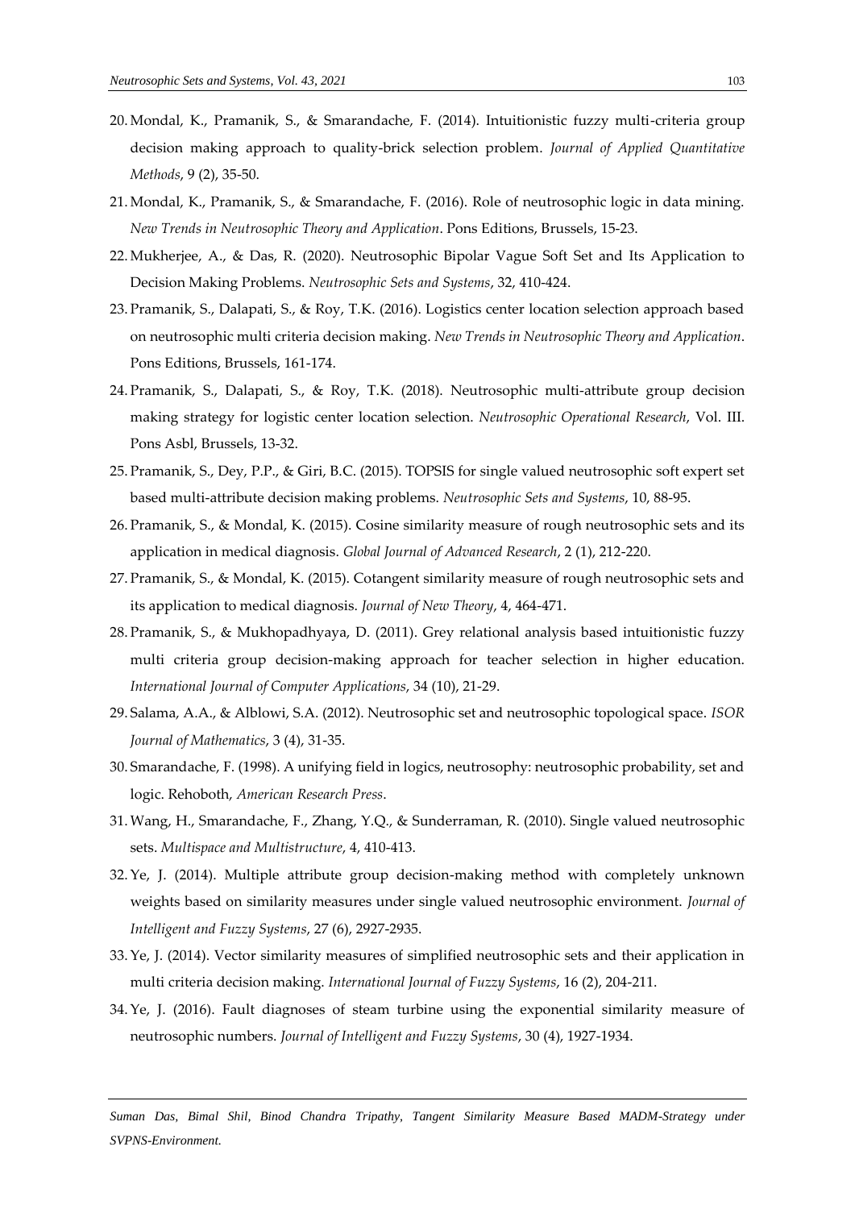20. Mondal, K., Pramanik, S., & Smarandache, F. (2014). Intuitionistic fuzzy multi-criteria group decision making approach to quality-brick selection problem. *Journal of Applied Quantitative Methods*, 9 (2), 35-50.
21. Mondal, K., Pramanik, S., & Smarandache, F. (2016). Role of neutrosophic logic in data mining. *New Trends in Neutrosophic Theory and Application*. Pons Editions, Brussels, 15-23.
22. Mukherjee, A., & Das, R. (2020). Neutrosophic Bipolar Vague Soft Set and Its Application to Decision Making Problems. *Neutrosophic Sets and Systems*, 32, 410-424.
23. Pramanik, S., Dalapati, S., & Roy, T.K. (2016). Logistics center location selection approach based on neutrosophic multi criteria decision making. *New Trends in Neutrosophic Theory and Application*. Pons Editions, Brussels, 161-174.
24. Pramanik, S., Dalapati, S., & Roy, T.K. (2018). Neutrosophic multi-attribute group decision making strategy for logistic center location selection. *Neutrosophic Operational Research*, Vol. III. Pons Asbl, Brussels, 13-32.
25. Pramanik, S., Dey, P.P., & Giri, B.C. (2015). TOPSIS for single valued neutrosophic soft expert set based multi-attribute decision making problems. *Neutrosophic Sets and Systems*, 10, 88-95.
26. Pramanik, S., & Mondal, K. (2015). Cosine similarity measure of rough neutrosophic sets and its application in medical diagnosis. *Global Journal of Advanced Research*, 2 (1), 212-220.
27. Pramanik, S., & Mondal, K. (2015). Cotangent similarity measure of rough neutrosophic sets and its application to medical diagnosis. *Journal of New Theory*, 4, 464-471.
28. Pramanik, S., & Mukhopadhyaya, D. (2011). Grey relational analysis based intuitionistic fuzzy multi criteria group decision-making approach for teacher selection in higher education. *International Journal of Computer Applications*, 34 (10), 21-29.
29. Salama, A.A., & Alblowi, S.A. (2012). Neutrosophic set and neutrosophic topological space. *ISOR Journal of Mathematics*, 3 (4), 31-35.
30. Smarandache, F. (1998). A unifying field in logics, neutrosophy: neutrosophic probability, set and logic. Rehoboth, *American Research Press*.
31. Wang, H., Smarandache, F., Zhang, Y.Q., & Sunderraman, R. (2010). Single valued neutrosophic sets. *Multispace and Multistructure*, 4, 410-413.
32. Ye, J. (2014). Multiple attribute group decision-making method with completely unknown weights based on similarity measures under single valued neutrosophic environment. *Journal of Intelligent and Fuzzy Systems*, 27 (6), 2927-2935.
33. Ye, J. (2014). Vector similarity measures of simplified neutrosophic sets and their application in multi criteria decision making. *International Journal of Fuzzy Systems*, 16 (2), 204-211.
34. Ye, J. (2016). Fault diagnoses of steam turbine using the exponential similarity measure of neutrosophic numbers. *Journal of Intelligent and Fuzzy Systems*, 30 (4), 1927-1934.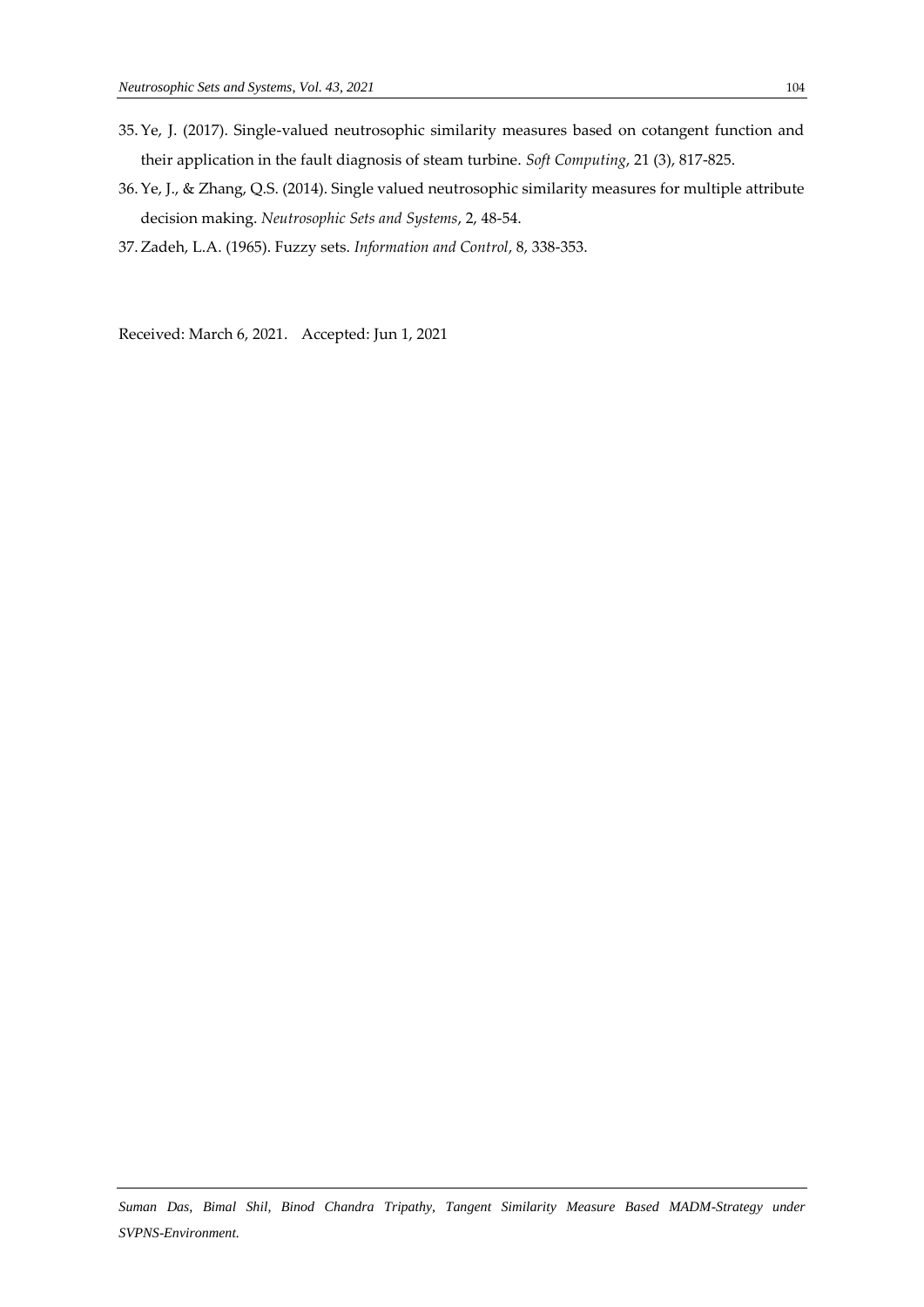35. Ye, J. (2017). Single-valued neutrosophic similarity measures based on cotangent function and their application in the fault diagnosis of steam turbine. *Soft Computing*, 21 (3), 817-825.
36. Ye, J., & Zhang, Q.S. (2014). Single valued neutrosophic similarity measures for multiple attribute decision making. *Neutrosophic Sets and Systems*, 2, 48-54.
37. Zadeh, L.A. (1965). Fuzzy sets. *Information and Control*, 8, 338-353.

Received: March 6, 2021. Accepted: Jun 1, 2021